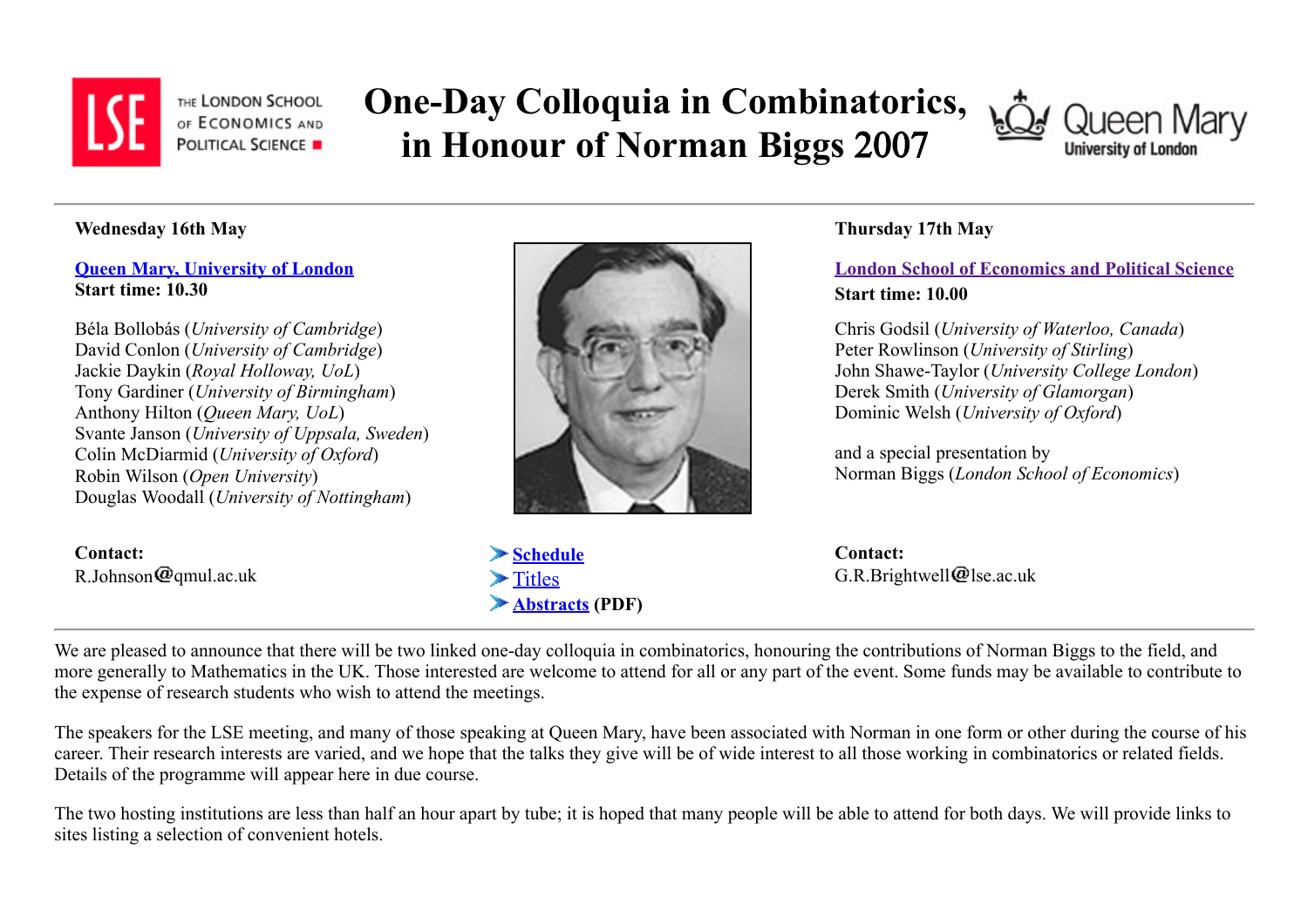# One-Day Colloquia in Combinatorics, in Honour of Norman Biggs 2007

**Wednesday 16th May**

**Queen Mary, University of London**
**Start time: 10.30**

Béla Bollobás (*University of Cambridge*)
David Conlon (*University of Cambridge*)
Jackie Daykin (*Royal Holloway, UoL*)
Tony Gardiner (*University of Birmingham*)
Anthony Hilton (*Queen Mary, UoL*)
Svante Janson (*University of Uppsala, Sweden*)
Colin McDiarmid (*University of Oxford*)
Robin Wilson (*Open University*)
Douglas Woodall (*University of Nottingham*)

**Contact:**
R.Johnson@qmul.ac.uk

**Thursday 17th May**

**London School of Economics and Political Science**
**Start time: 10.00**

Chris Godsil (*University of Waterloo, Canada*)
Peter Rowlinson (*University of Stirling*)
John Shawe-Taylor (*University College London*)
Derek Smith (*University of Glamorgan*)
Dominic Welsh (*University of Oxford*)

and a special presentation by
Norman Biggs (*London School of Economics*)

**Contact:**
G.R.Brightwell@lse.ac.uk

- **Schedule**
- Titles
- **Abstracts (PDF)**

---

We are pleased to announce that there will be two linked one-day colloquia in combinatorics, honouring the contributions of Norman Biggs to the field, and more generally to Mathematics in the UK. Those interested are welcome to attend for all or any part of the event. Some funds may be available to contribute to the expense of research students who wish to attend the meetings.

The speakers for the LSE meeting, and many of those speaking at Queen Mary, have been associated with Norman in one form or other during the course of his career. Their research interests are varied, and we hope that the talks they give will be of wide interest to all those working in combinatorics or related fields. Details of the programme will appear here in due course.

The two hosting institutions are less than half an hour apart by tube; it is hoped that many people will be able to attend for both days. We will provide links to sites listing a selection of convenient hotels.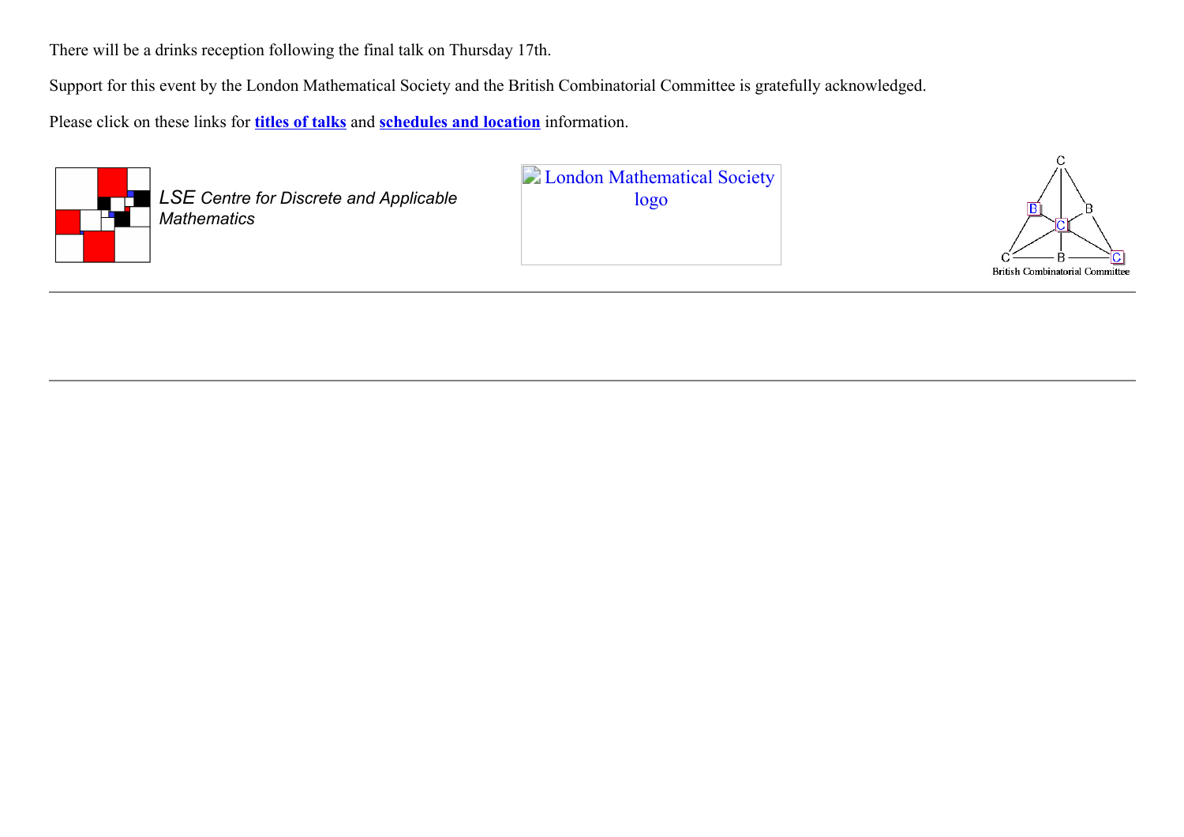There will be a drinks reception following the final talk on Thursday 17th.

Support for this event by the London Mathematical Society and the British Combinatorial Committee is gratefully acknowledged.

Please click on these links for **titles of talks** and **schedules and location** information.

*LSE Centre for Discrete and Applicable Mathematics*

London Mathematical Society logo

---

---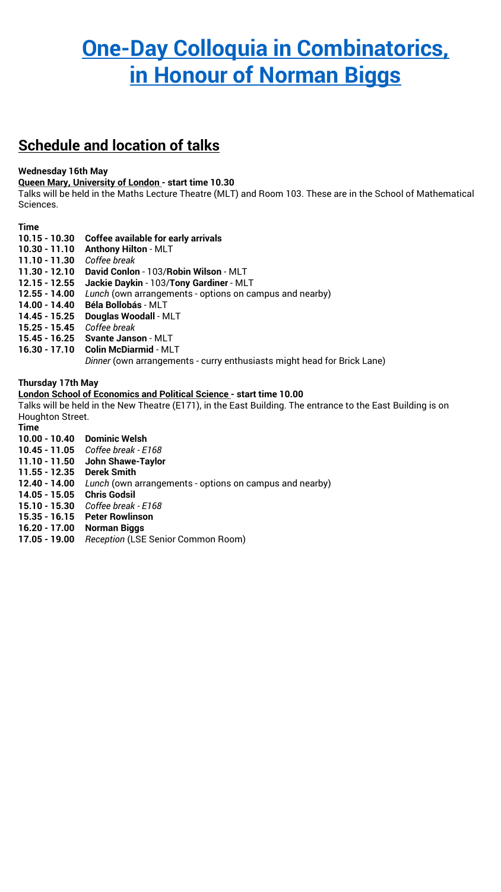# [One-Day Colloquia in Combinatorics, in Honour of Norman Biggs]

## Schedule and location of talks

**Wednesday 16th May**

**Queen Mary, University of London - start time 10.30**

Talks will be held in the Maths Lecture Theatre (MLT) and Room 103. These are in the School of Mathematical Sciences.

**Time**

**10.15 - 10.30** **Coffee available for early arrivals**
**10.30 - 11.10** **Anthony Hilton** - MLT
**11.10 - 11.30** *Coffee break*
**11.30 - 12.10** **David Conlon** - 103/**Robin Wilson** - MLT
**12.15 - 12.55** **Jackie Daykin** - 103/**Tony Gardiner** - MLT
**12.55 - 14.00** *Lunch* (own arrangements - options on campus and nearby)
**14.00 - 14.40** **Béla Bollobás** - MLT
**14.45 - 15.25** **Douglas Woodall** - MLT
**15.25 - 15.45** *Coffee break*
**15.45 - 16.25** **Svante Janson** - MLT
**16.30 - 17.10** **Colin McDiarmid** - MLT
*Dinner* (own arrangements - curry enthusiasts might head for Brick Lane)

**Thursday 17th May**

**London School of Economics and Political Science - start time 10.00**

Talks will be held in the New Theatre (E171), in the East Building. The entrance to the East Building is on Houghton Street.

**Time**

**10.00 - 10.40** **Dominic Welsh**
**10.45 - 11.05** *Coffee break - E168*
**11.10 - 11.50** **John Shawe-Taylor**
**11.55 - 12.35** **Derek Smith**
**12.40 - 14.00** *Lunch* (own arrangements - options on campus and nearby)
**14.05 - 15.05** **Chris Godsil**
**15.10 - 15.30** *Coffee break - E168*
**15.35 - 16.15** **Peter Rowlinson**
**16.20 - 17.00** **Norman Biggs**
**17.05 - 19.00** *Reception* (LSE Senior Common Room)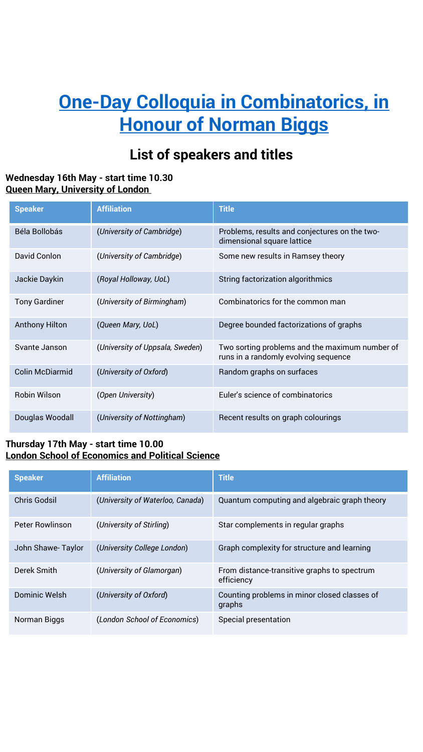# [One-Day Colloquia in Combinatorics, in Honour of Norman Biggs]

## List of speakers and titles

**Wednesday 16th May - start time 10.30**
**Queen Mary, University of London**

| Speaker | Affiliation | Title |
|---|---|---|
| Béla Bollobás | (*University of Cambridge*) | Problems, results and conjectures on the two-dimensional square lattice |
| David Conlon | (*University of Cambridge*) | Some new results in Ramsey theory |
| Jackie Daykin | (*Royal Holloway, UoL*) | String factorization algorithmics |
| Tony Gardiner | (*University of Birmingham*) | Combinatorics for the common man |
| Anthony Hilton | (*Queen Mary, UoL*) | Degree bounded factorizations of graphs |
| Svante Janson | (*University of Uppsala, Sweden*) | Two sorting problems and the maximum number of runs in a randomly evolving sequence |
| Colin McDiarmid | (*University of Oxford*) | Random graphs on surfaces |
| Robin Wilson | (*Open University*) | Euler's science of combinatorics |
| Douglas Woodall | (*University of Nottingham*) | Recent results on graph colourings |

**Thursday 17th May - start time 10.00**
**London School of Economics and Political Science**

| Speaker | Affiliation | Title |
|---|---|---|
| Chris Godsil | (*University of Waterloo, Canada*) | Quantum computing and algebraic graph theory |
| Peter Rowlinson | (*University of Stirling*) | Star complements in regular graphs |
| John Shawe- Taylor | (*University College London*) | Graph complexity for structure and learning |
| Derek Smith | (*University of Glamorgan*) | From distance-transitive graphs to spectrum efficiency |
| Dominic Welsh | (*University of Oxford*) | Counting problems in minor closed classes of graphs |
| Norman Biggs | (*London School of Economics*) | Special presentation |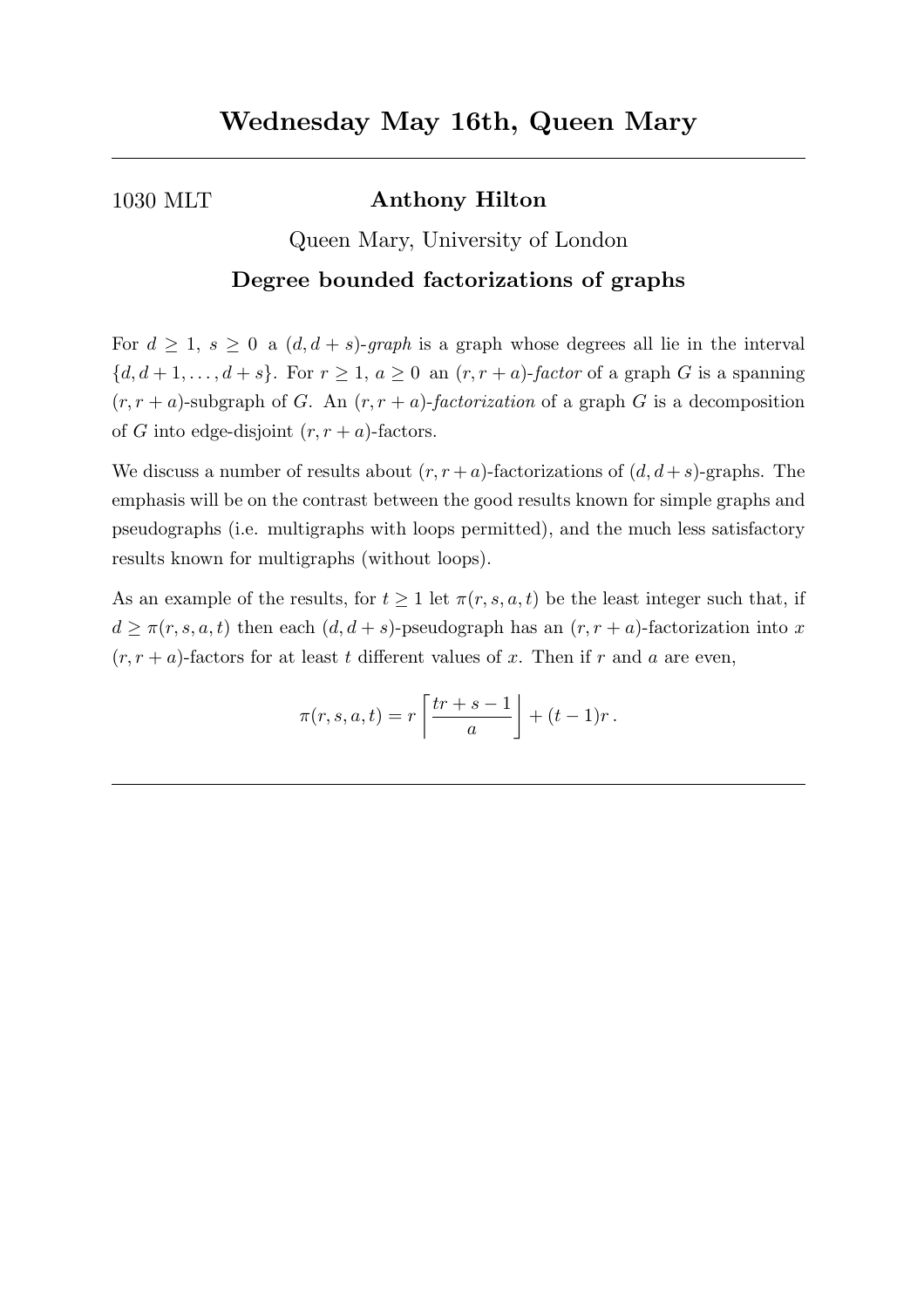## Wednesday May 16th, Queen Mary

---

1030 MLT **Anthony Hilton**

Queen Mary, University of London

**Degree bounded factorizations of graphs**

For $d \geq 1$, $s \geq 0$ a $(d, d+s)$-*graph* is a graph whose degrees all lie in the interval $\{d, d+1, \ldots, d+s\}$. For $r \geq 1$, $a \geq 0$ an $(r, r+a)$-*factor* of a graph $G$ is a spanning $(r, r+a)$-subgraph of $G$. An $(r, r+a)$-*factorization* of a graph $G$ is a decomposition of $G$ into edge-disjoint $(r, r+a)$-factors.

We discuss a number of results about $(r, r+a)$-factorizations of $(d, d+s)$-graphs. The emphasis will be on the contrast between the good results known for simple graphs and pseudographs (i.e. multigraphs with loops permitted), and the much less satisfactory results known for multigraphs (without loops).

As an example of the results, for $t \geq 1$ let $\pi(r, s, a, t)$ be the least integer such that, if $d \geq \pi(r, s, a, t)$ then each $(d, d+s)$-pseudograph has an $(r, r+a)$-factorization into $x$ $(r, r+a)$-factors for at least $t$ different values of $x$. Then if $r$ and $a$ are even,

$$\pi(r, s, a, t) = r \left\lceil \frac{tr + s - 1}{a} \right\rceil + (t-1)r \, .$$

---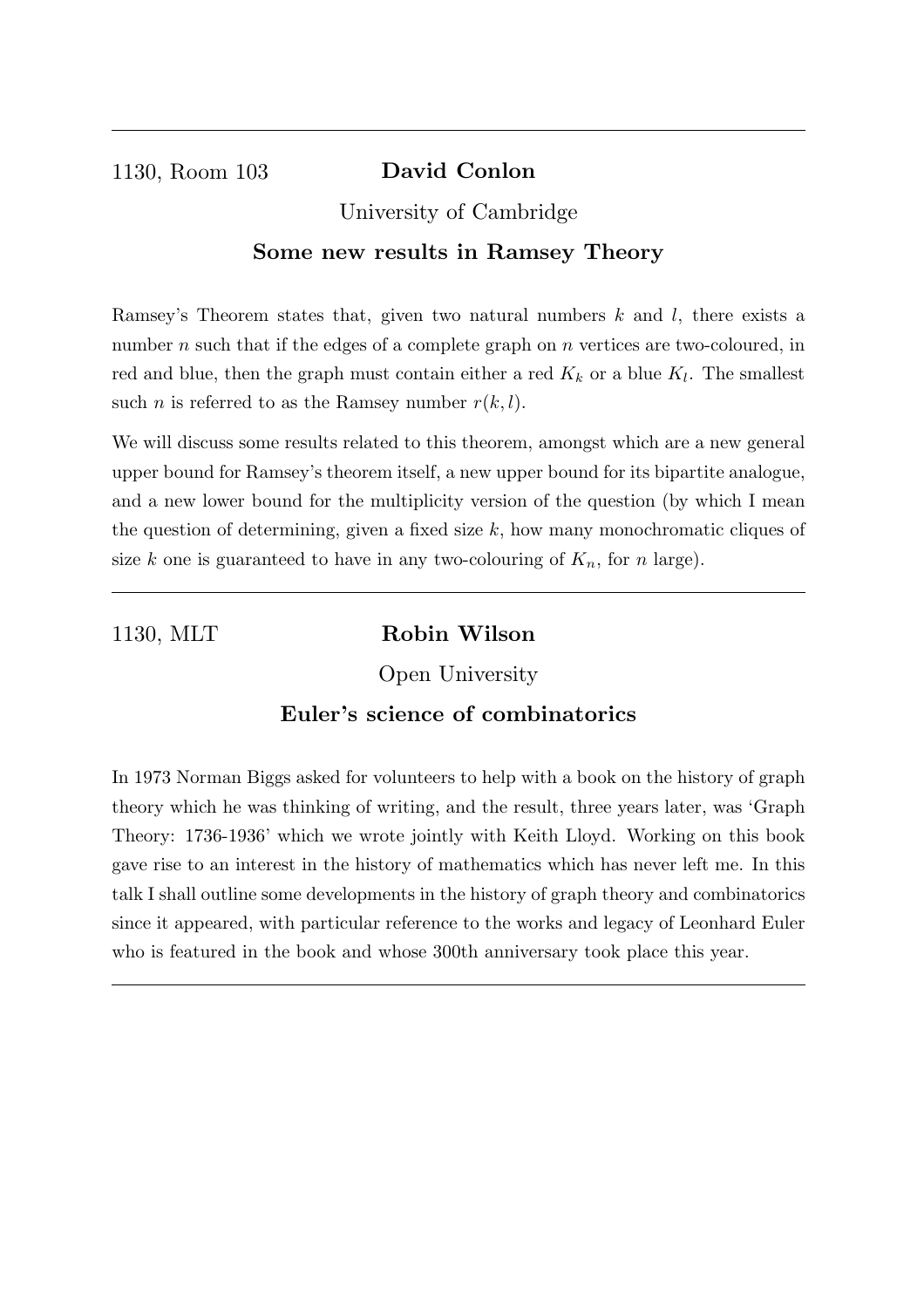---

1130, Room 103

## David Conlon

University of Cambridge

### Some new results in Ramsey Theory

Ramsey's Theorem states that, given two natural numbers $k$ and $l$, there exists a number $n$ such that if the edges of a complete graph on $n$ vertices are two-coloured, in red and blue, then the graph must contain either a red $K_k$ or a blue $K_l$. The smallest such $n$ is referred to as the Ramsey number $r(k,l)$.

We will discuss some results related to this theorem, amongst which are a new general upper bound for Ramsey's theorem itself, a new upper bound for its bipartite analogue, and a new lower bound for the multiplicity version of the question (by which I mean the question of determining, given a fixed size $k$, how many monochromatic cliques of size $k$ one is guaranteed to have in any two-colouring of $K_n$, for $n$ large).

---

1130, MLT

## Robin Wilson

Open University

### Euler's science of combinatorics

In 1973 Norman Biggs asked for volunteers to help with a book on the history of graph theory which he was thinking of writing, and the result, three years later, was 'Graph Theory: 1736-1936' which we wrote jointly with Keith Lloyd. Working on this book gave rise to an interest in the history of mathematics which has never left me. In this talk I shall outline some developments in the history of graph theory and combinatorics since it appeared, with particular reference to the works and legacy of Leonhard Euler who is featured in the book and whose 300th anniversary took place this year.

---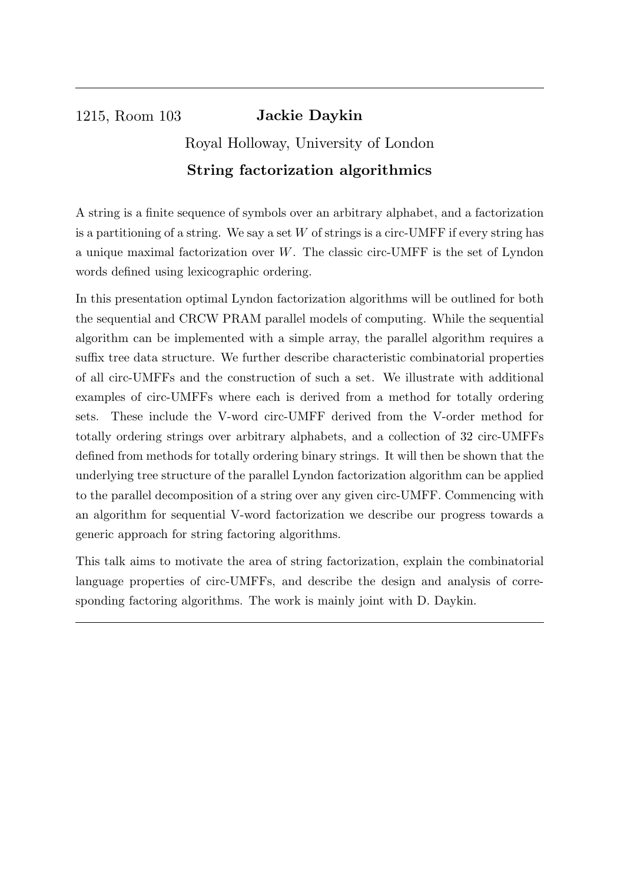1215, Room 103 **Jackie Daykin**

Royal Holloway, University of London

**String factorization algorithmics**

A string is a finite sequence of symbols over an arbitrary alphabet, and a factorization is a partitioning of a string. We say a set $W$ of strings is a circ-UMFF if every string has a unique maximal factorization over $W$. The classic circ-UMFF is the set of Lyndon words defined using lexicographic ordering.

In this presentation optimal Lyndon factorization algorithms will be outlined for both the sequential and CRCW PRAM parallel models of computing. While the sequential algorithm can be implemented with a simple array, the parallel algorithm requires a suffix tree data structure. We further describe characteristic combinatorial properties of all circ-UMFFs and the construction of such a set. We illustrate with additional examples of circ-UMFFs where each is derived from a method for totally ordering sets. These include the V-word circ-UMFF derived from the V-order method for totally ordering strings over arbitrary alphabets, and a collection of 32 circ-UMFFs defined from methods for totally ordering binary strings. It will then be shown that the underlying tree structure of the parallel Lyndon factorization algorithm can be applied to the parallel decomposition of a string over any given circ-UMFF. Commencing with an algorithm for sequential V-word factorization we describe our progress towards a generic approach for string factoring algorithms.

This talk aims to motivate the area of string factorization, explain the combinatorial language properties of circ-UMFFs, and describe the design and analysis of corresponding factoring algorithms. The work is mainly joint with D. Daykin.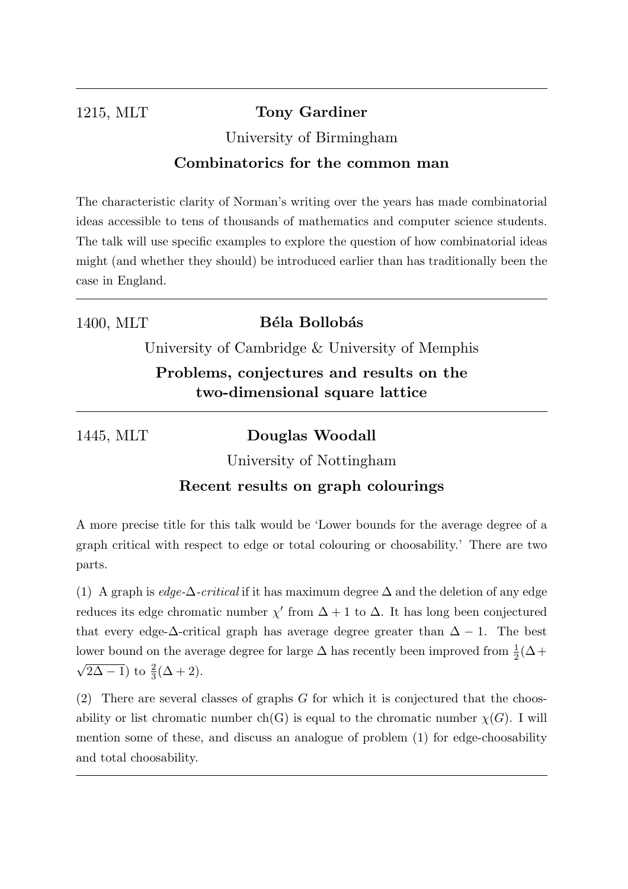---

1215, MLT **Tony Gardiner**

University of Birmingham

**Combinatorics for the common man**

The characteristic clarity of Norman's writing over the years has made combinatorial ideas accessible to tens of thousands of mathematics and computer science students. The talk will use specific examples to explore the question of how combinatorial ideas might (and whether they should) be introduced earlier than has traditionally been the case in England.

---

1400, MLT **Béla Bollobás**

University of Cambridge & University of Memphis

**Problems, conjectures and results on the two-dimensional square lattice**

---

1445, MLT **Douglas Woodall**

University of Nottingham

**Recent results on graph colourings**

A more precise title for this talk would be 'Lower bounds for the average degree of a graph critical with respect to edge or total colouring or choosability.' There are two parts.

(1) A graph is *edge-$\Delta$-critical* if it has maximum degree $\Delta$ and the deletion of any edge reduces its edge chromatic number $\chi'$ from $\Delta+1$ to $\Delta$. It has long been conjectured that every edge-$\Delta$-critical graph has average degree greater than $\Delta - 1$. The best lower bound on the average degree for large $\Delta$ has recently been improved from $\frac{1}{2}(\Delta + \sqrt{2\Delta - 1})$ to $\frac{2}{3}(\Delta + 2)$.

(2) There are several classes of graphs $G$ for which it is conjectured that the choosability or list chromatic number ch(G) is equal to the chromatic number $\chi(G)$. I will mention some of these, and discuss an analogue of problem (1) for edge-choosability and total choosability.

---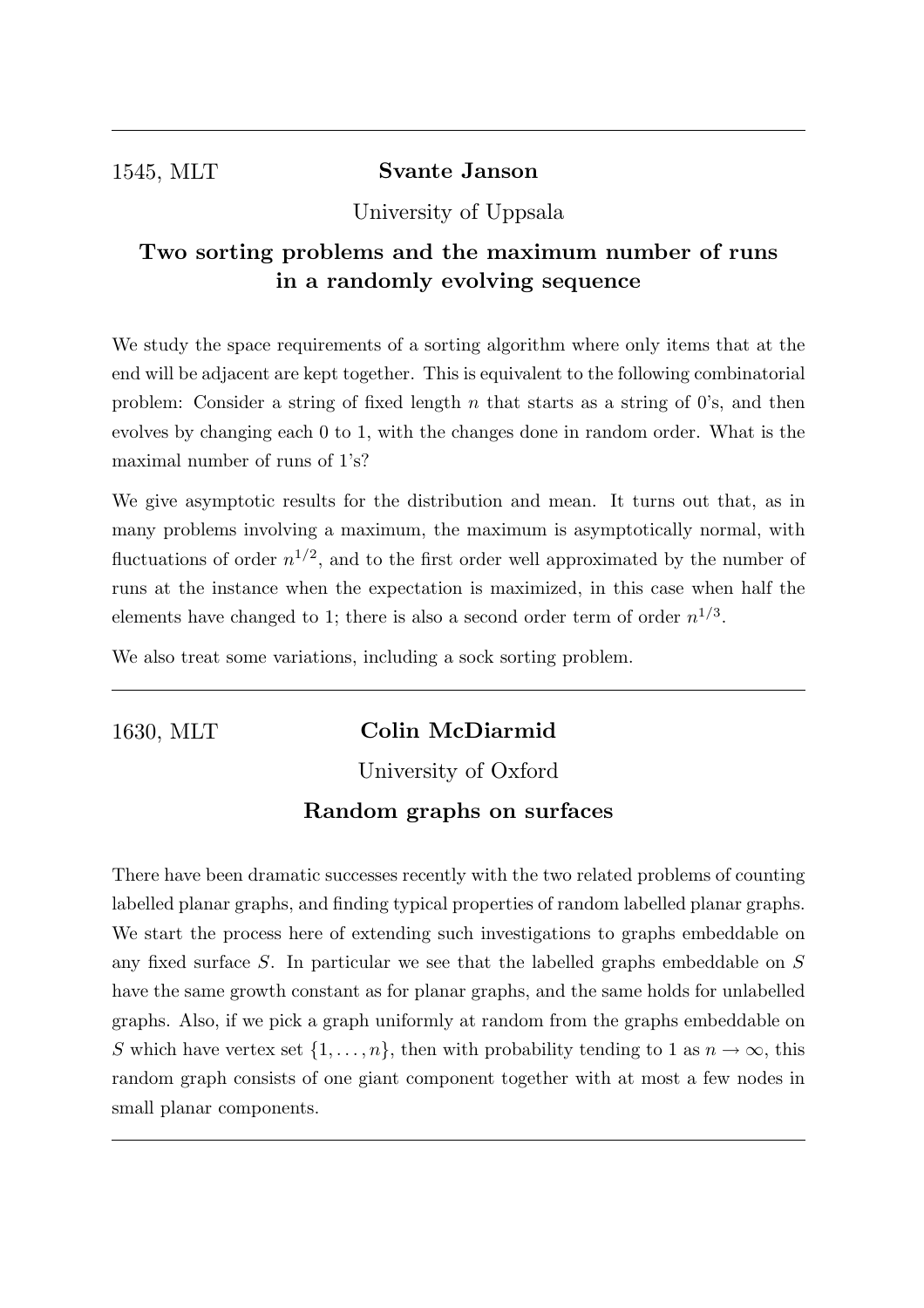---

1545, MLT **Svante Janson**

University of Uppsala

### Two sorting problems and the maximum number of runs in a randomly evolving sequence

We study the space requirements of a sorting algorithm where only items that at the end will be adjacent are kept together. This is equivalent to the following combinatorial problem: Consider a string of fixed length $n$ that starts as a string of 0's, and then evolves by changing each 0 to 1, with the changes done in random order. What is the maximal number of runs of 1's?

We give asymptotic results for the distribution and mean. It turns out that, as in many problems involving a maximum, the maximum is asymptotically normal, with fluctuations of order $n^{1/2}$, and to the first order well approximated by the number of runs at the instance when the expectation is maximized, in this case when half the elements have changed to 1; there is also a second order term of order $n^{1/3}$.

We also treat some variations, including a sock sorting problem.

---

1630, MLT **Colin McDiarmid**

University of Oxford

### Random graphs on surfaces

There have been dramatic successes recently with the two related problems of counting labelled planar graphs, and finding typical properties of random labelled planar graphs. We start the process here of extending such investigations to graphs embeddable on any fixed surface $S$. In particular we see that the labelled graphs embeddable on $S$ have the same growth constant as for planar graphs, and the same holds for unlabelled graphs. Also, if we pick a graph uniformly at random from the graphs embeddable on $S$ which have vertex set $\{1, \ldots, n\}$, then with probability tending to 1 as $n \to \infty$, this random graph consists of one giant component together with at most a few nodes in small planar components.

---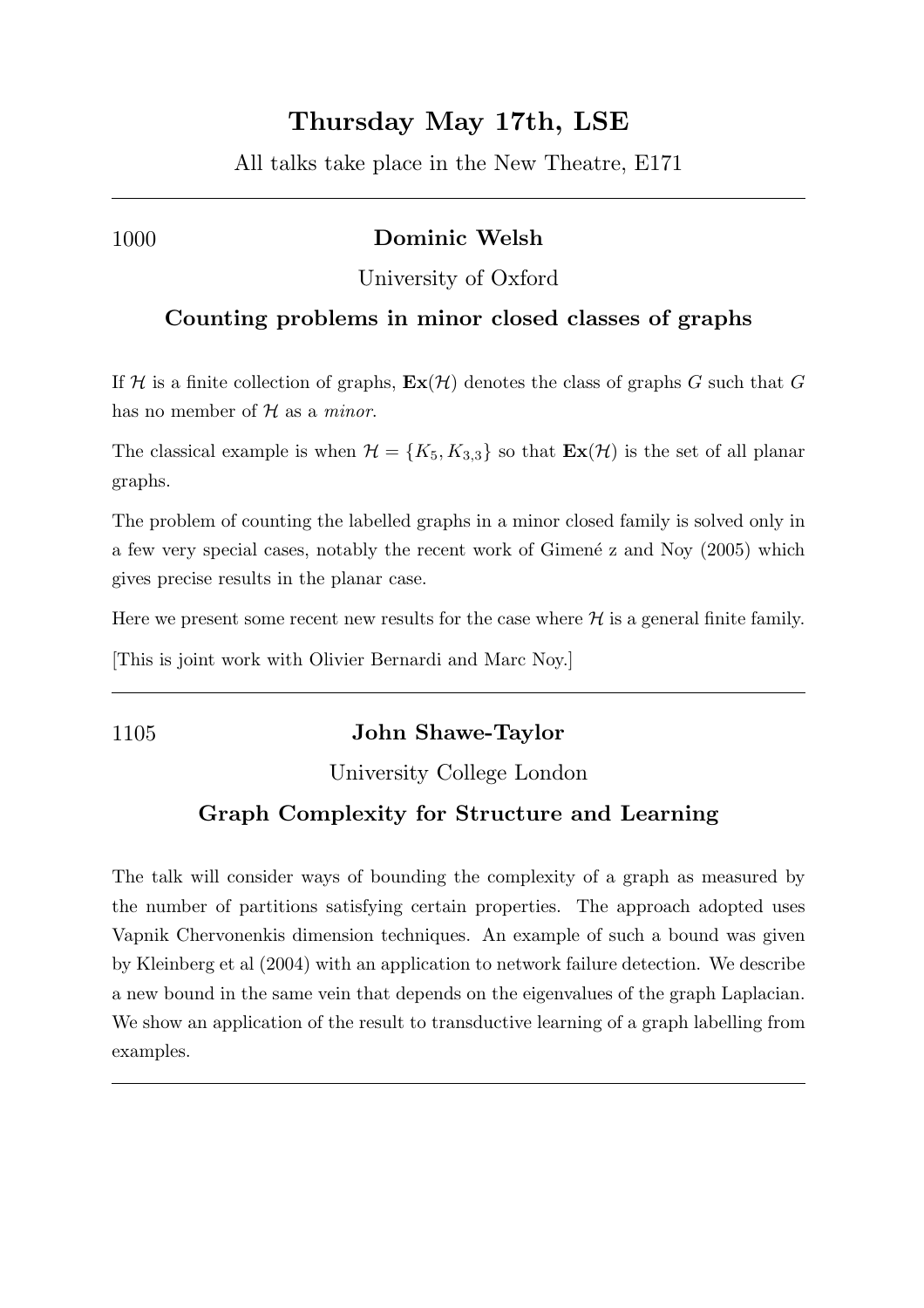# Thursday May 17th, LSE

All talks take place in the New Theatre, E171

---

1000 **Dominic Welsh**

University of Oxford

### Counting problems in minor closed classes of graphs

If $\mathcal{H}$ is a finite collection of graphs, $\mathbf{Ex}(\mathcal{H})$ denotes the class of graphs $G$ such that $G$ has no member of $\mathcal{H}$ as a *minor*.

The classical example is when $\mathcal{H} = \{K_5, K_{3,3}\}$ so that $\mathbf{Ex}(\mathcal{H})$ is the set of all planar graphs.

The problem of counting the labelled graphs in a minor closed family is solved only in a few very special cases, notably the recent work of Gimené z and Noy (2005) which gives precise results in the planar case.

Here we present some recent new results for the case where $\mathcal{H}$ is a general finite family.

[This is joint work with Olivier Bernardi and Marc Noy.]

---

1105 **John Shawe-Taylor**

University College London

### Graph Complexity for Structure and Learning

The talk will consider ways of bounding the complexity of a graph as measured by the number of partitions satisfying certain properties. The approach adopted uses Vapnik Chervonenkis dimension techniques. An example of such a bound was given by Kleinberg et al (2004) with an application to network failure detection. We describe a new bound in the same vein that depends on the eigenvalues of the graph Laplacian. We show an application of the result to transductive learning of a graph labelling from examples.

---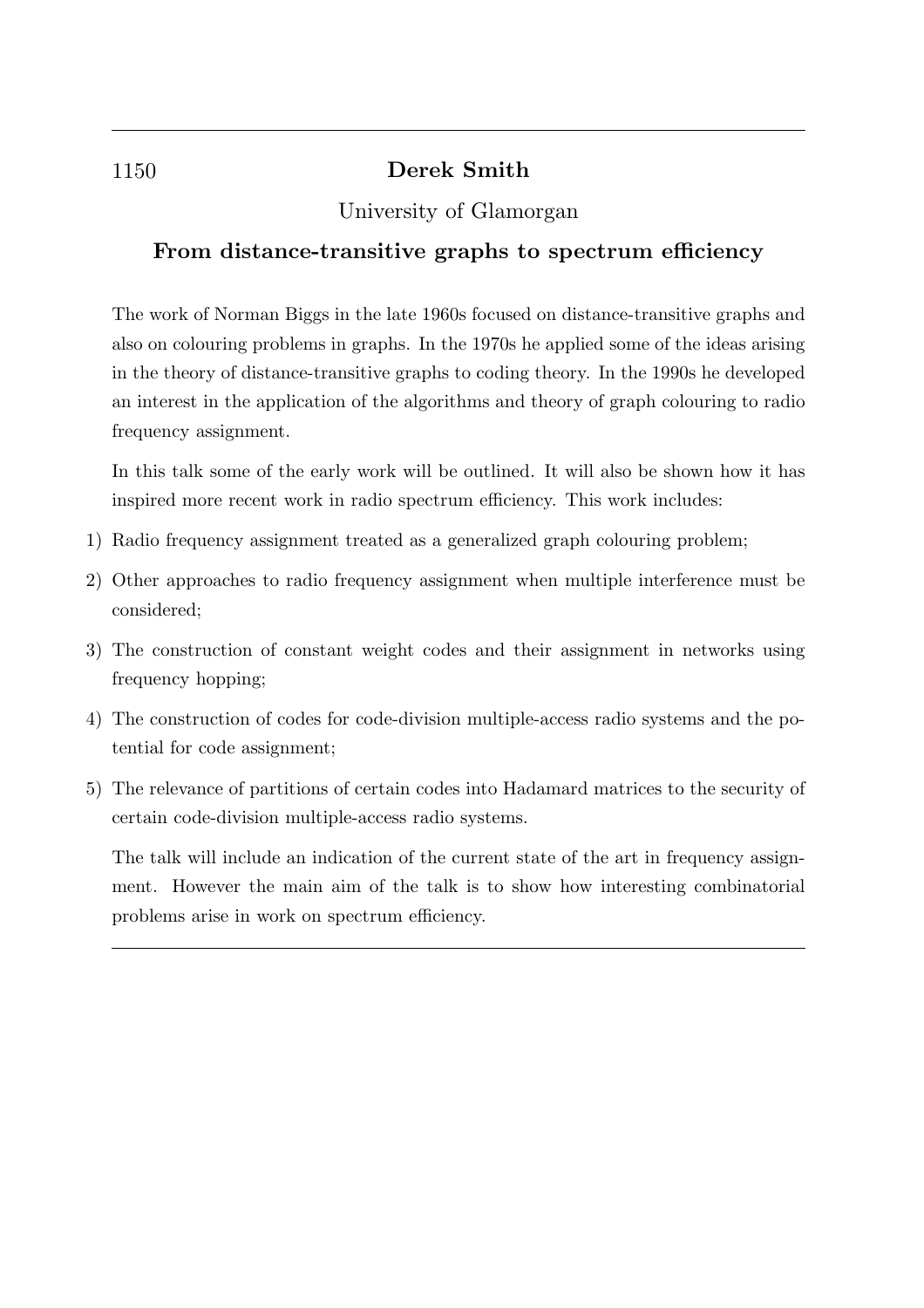1150 **Derek Smith**

University of Glamorgan

## From distance-transitive graphs to spectrum efficiency

The work of Norman Biggs in the late 1960s focused on distance-transitive graphs and also on colouring problems in graphs. In the 1970s he applied some of the ideas arising in the theory of distance-transitive graphs to coding theory. In the 1990s he developed an interest in the application of the algorithms and theory of graph colouring to radio frequency assignment.

In this talk some of the early work will be outlined. It will also be shown how it has inspired more recent work in radio spectrum efficiency. This work includes:

1) Radio frequency assignment treated as a generalized graph colouring problem;
2) Other approaches to radio frequency assignment when multiple interference must be considered;
3) The construction of constant weight codes and their assignment in networks using frequency hopping;
4) The construction of codes for code-division multiple-access radio systems and the potential for code assignment;
5) The relevance of partitions of certain codes into Hadamard matrices to the security of certain code-division multiple-access radio systems.

The talk will include an indication of the current state of the art in frequency assignment. However the main aim of the talk is to show how interesting combinatorial problems arise in work on spectrum efficiency.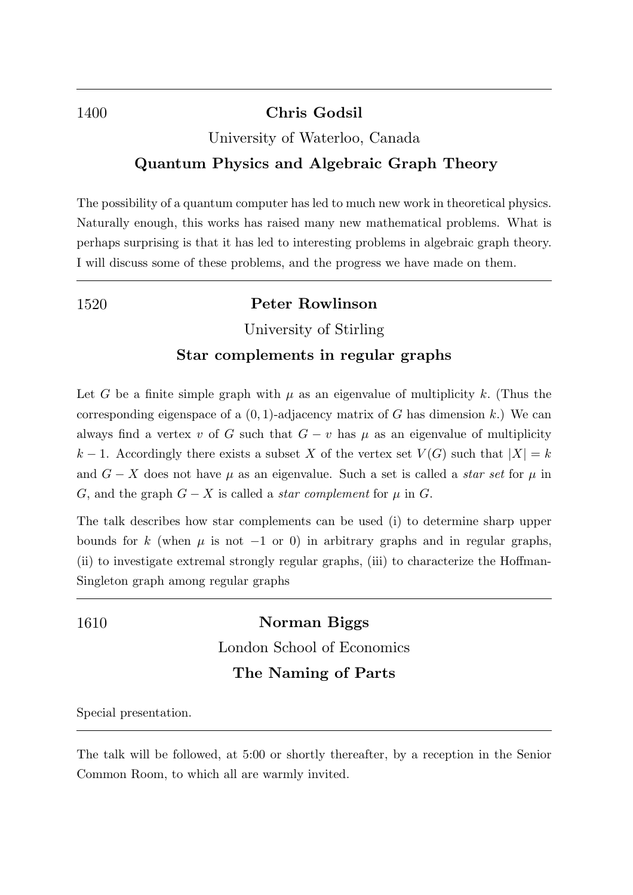---

1400 **Chris Godsil**

University of Waterloo, Canada

**Quantum Physics and Algebraic Graph Theory**

The possibility of a quantum computer has led to much new work in theoretical physics. Naturally enough, this works has raised many new mathematical problems. What is perhaps surprising is that it has led to interesting problems in algebraic graph theory. I will discuss some of these problems, and the progress we have made on them.

---

1520 **Peter Rowlinson**

University of Stirling

**Star complements in regular graphs**

Let $G$ be a finite simple graph with $\mu$ as an eigenvalue of multiplicity $k$. (Thus the corresponding eigenspace of a $(0,1)$-adjacency matrix of $G$ has dimension $k$.) We can always find a vertex $v$ of $G$ such that $G - v$ has $\mu$ as an eigenvalue of multiplicity $k-1$. Accordingly there exists a subset $X$ of the vertex set $V(G)$ such that $|X| = k$ and $G - X$ does not have $\mu$ as an eigenvalue. Such a set is called a *star set* for $\mu$ in $G$, and the graph $G - X$ is called a *star complement* for $\mu$ in $G$.

The talk describes how star complements can be used (i) to determine sharp upper bounds for $k$ (when $\mu$ is not $-1$ or $0$) in arbitrary graphs and in regular graphs, (ii) to investigate extremal strongly regular graphs, (iii) to characterize the Hoffman-Singleton graph among regular graphs

---

1610 **Norman Biggs**

London School of Economics

**The Naming of Parts**

Special presentation.

---

The talk will be followed, at 5:00 or shortly thereafter, by a reception in the Senior Common Room, to which all are warmly invited.